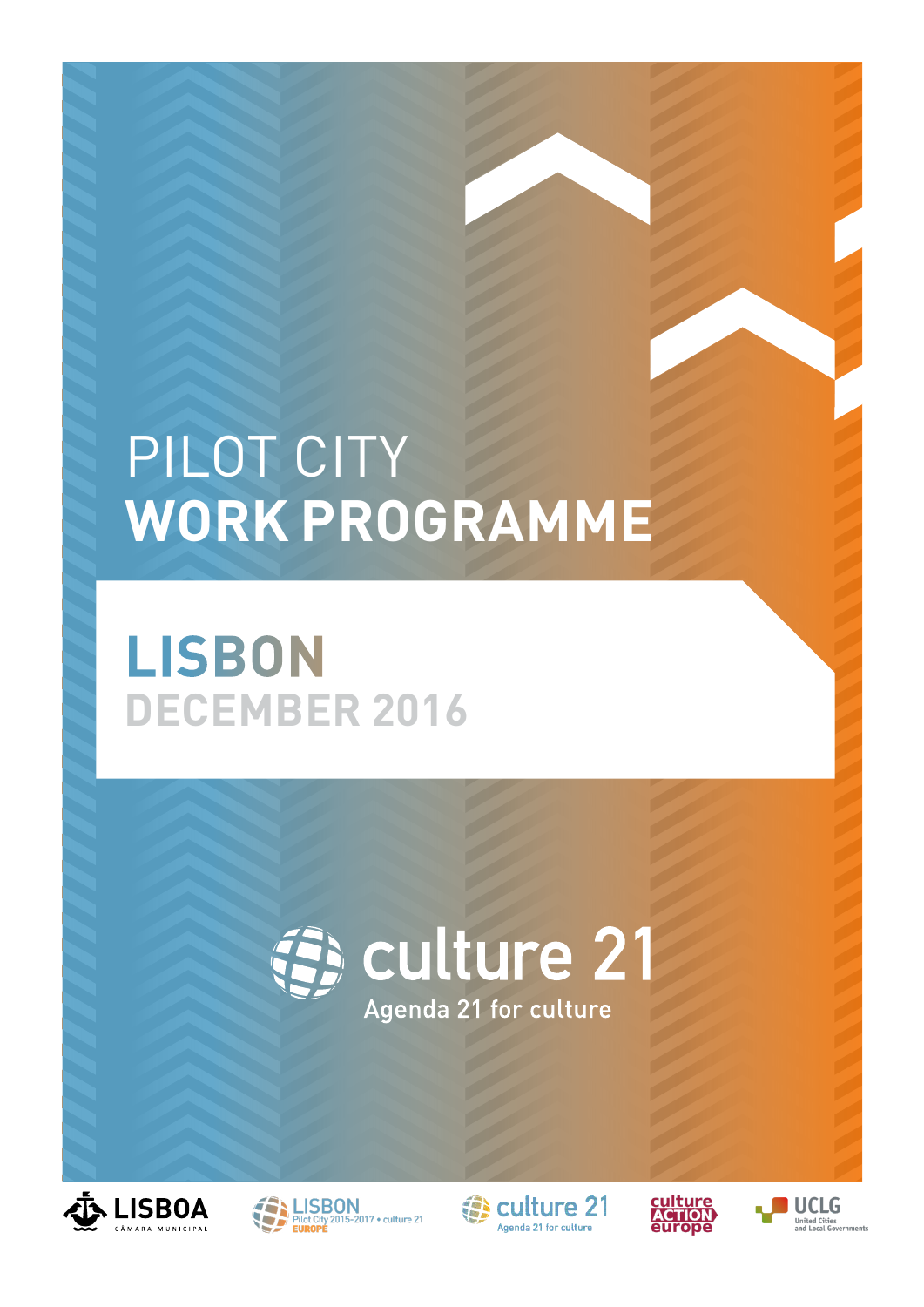# PILOT CITY
# WORK PROGRAMME

## LISBON
## DECEMBER 2016

culture 21
Agenda 21 for culture

LISBOA CÂMARA MUNICIPAL

LISBON Pilot City 2015-2017 • culture 21 EUROPE

culture 21 Agenda 21 for culture

culture ACTION europe

UCLG United Cities and Local Governments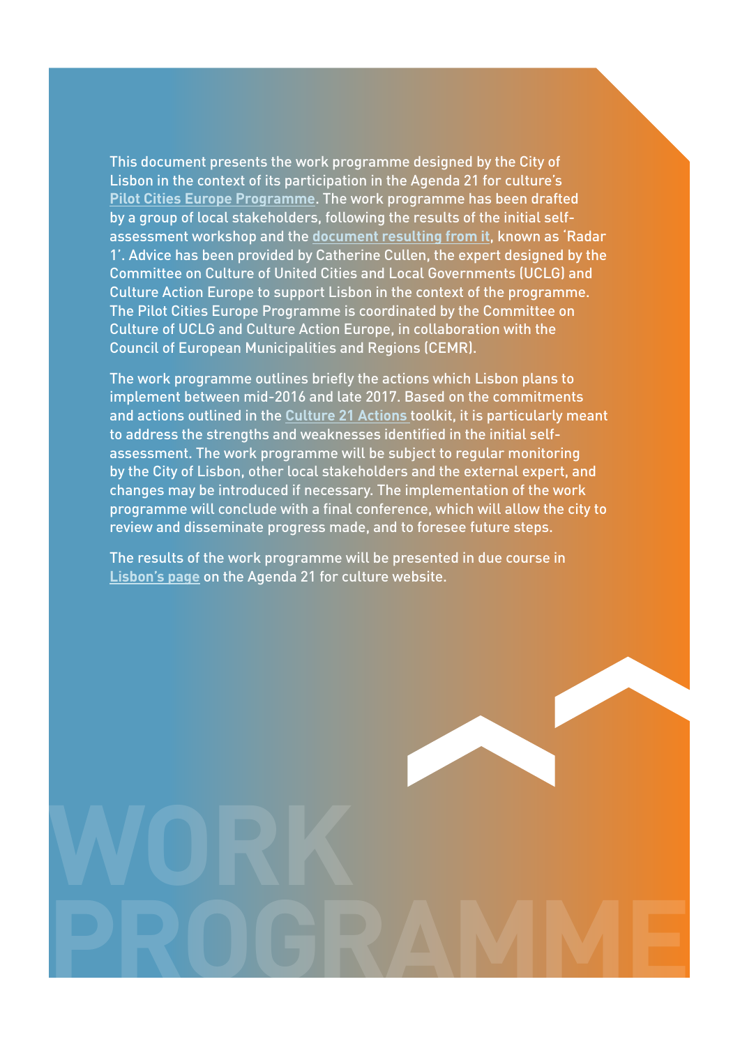This document presents the work programme designed by the City of Lisbon in the context of its participation in the Agenda 21 for culture's Pilot Cities Europe Programme. The work programme has been drafted by a group of local stakeholders, following the results of the initial self-assessment workshop and the document resulting from it, known as 'Radar 1'. Advice has been provided by Catherine Cullen, the expert designed by the Committee on Culture of United Cities and Local Governments (UCLG) and Culture Action Europe to support Lisbon in the context of the programme. The Pilot Cities Europe Programme is coordinated by the Committee on Culture of UCLG and Culture Action Europe, in collaboration with the Council of European Municipalities and Regions (CEMR).

The work programme outlines briefly the actions which Lisbon plans to implement between mid-2016 and late 2017. Based on the commitments and actions outlined in the Culture 21 Actions toolkit, it is particularly meant to address the strengths and weaknesses identified in the initial self-assessment. The work programme will be subject to regular monitoring by the City of Lisbon, other local stakeholders and the external expert, and changes may be introduced if necessary. The implementation of the work programme will conclude with a final conference, which will allow the city to review and disseminate progress made, and to foresee future steps.

The results of the work programme will be presented in due course in Lisbon's page on the Agenda 21 for culture website.

# WORK PROGRAMME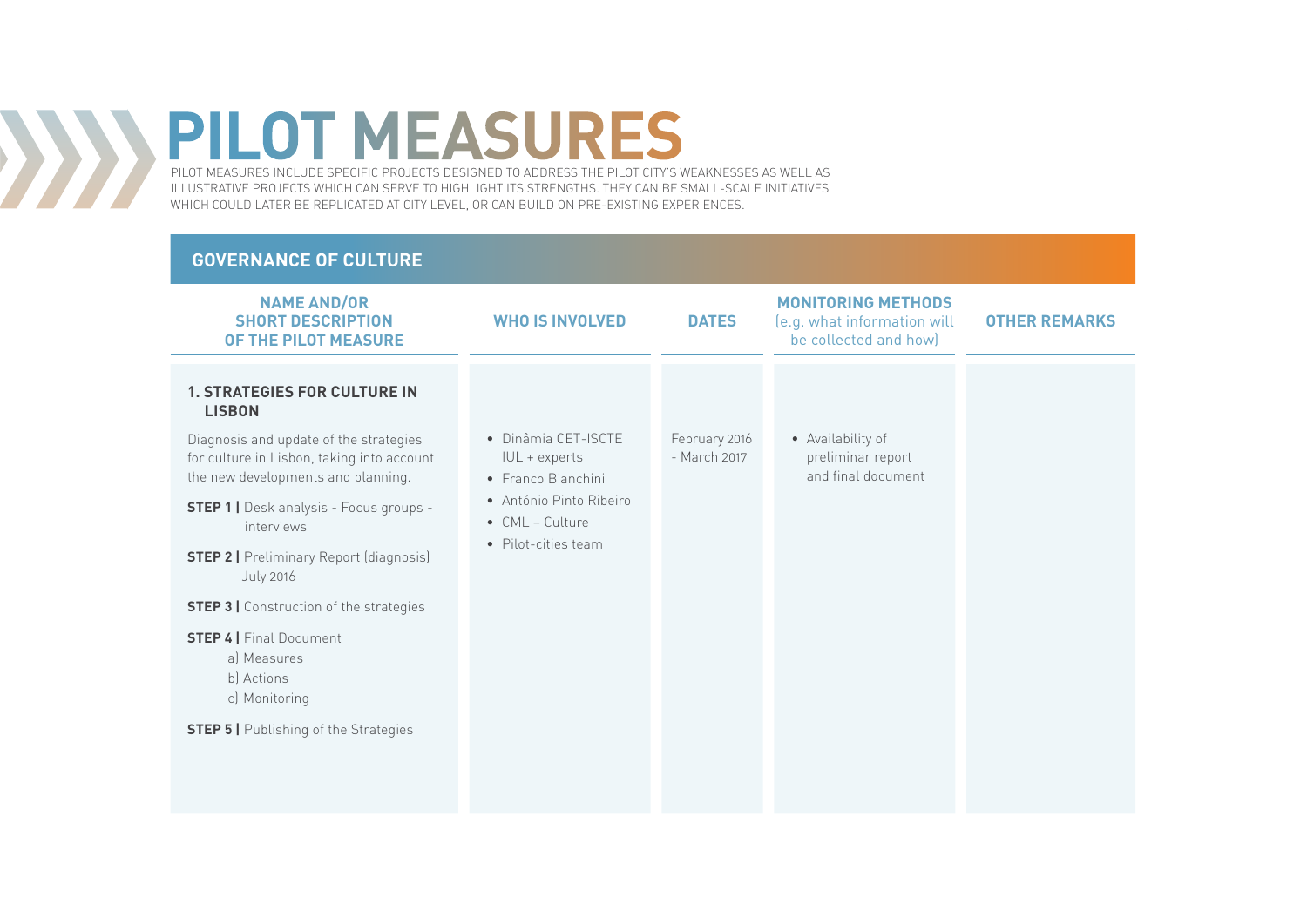# PILOT MEASURES

PILOT MEASURES INCLUDE SPECIFIC PROJECTS DESIGNED TO ADDRESS THE PILOT CITY'S WEAKNESSES AS WELL AS ILLUSTRATIVE PROJECTS WHICH CAN SERVE TO HIGHLIGHT ITS STRENGTHS. THEY CAN BE SMALL-SCALE INITIATIVES WHICH COULD LATER BE REPLICATED AT CITY LEVEL, OR CAN BUILD ON PRE-EXISTING EXPERIENCES.

## GOVERNANCE OF CULTURE

| NAME AND/OR SHORT DESCRIPTION OF THE PILOT MEASURE | WHO IS INVOLVED | DATES | MONITORING METHODS (e.g. what information will be collected and how) | OTHER REMARKS |
|---|---|---|---|---|
| **1. STRATEGIES FOR CULTURE IN LISBON**<br><br>Diagnosis and update of the strategies for culture in Lisbon, taking into account the new developments and planning.<br><br>**STEP 1 \|** Desk analysis - Focus groups - interviews<br><br>**STEP 2 \|** Preliminary Report (diagnosis) July 2016<br><br>**STEP 3 \|** Construction of the strategies<br><br>**STEP 4 \|** Final Document<br>a) Measures<br>b) Actions<br>c) Monitoring<br><br>**STEP 5 \|** Publishing of the Strategies | • Dinâmia CET-ISCTE IUL + experts<br>• Franco Bianchini<br>• António Pinto Ribeiro<br>• CML – Culture<br>• Pilot-cities team | February 2016 - March 2017 | • Availability of preliminar report and final document | |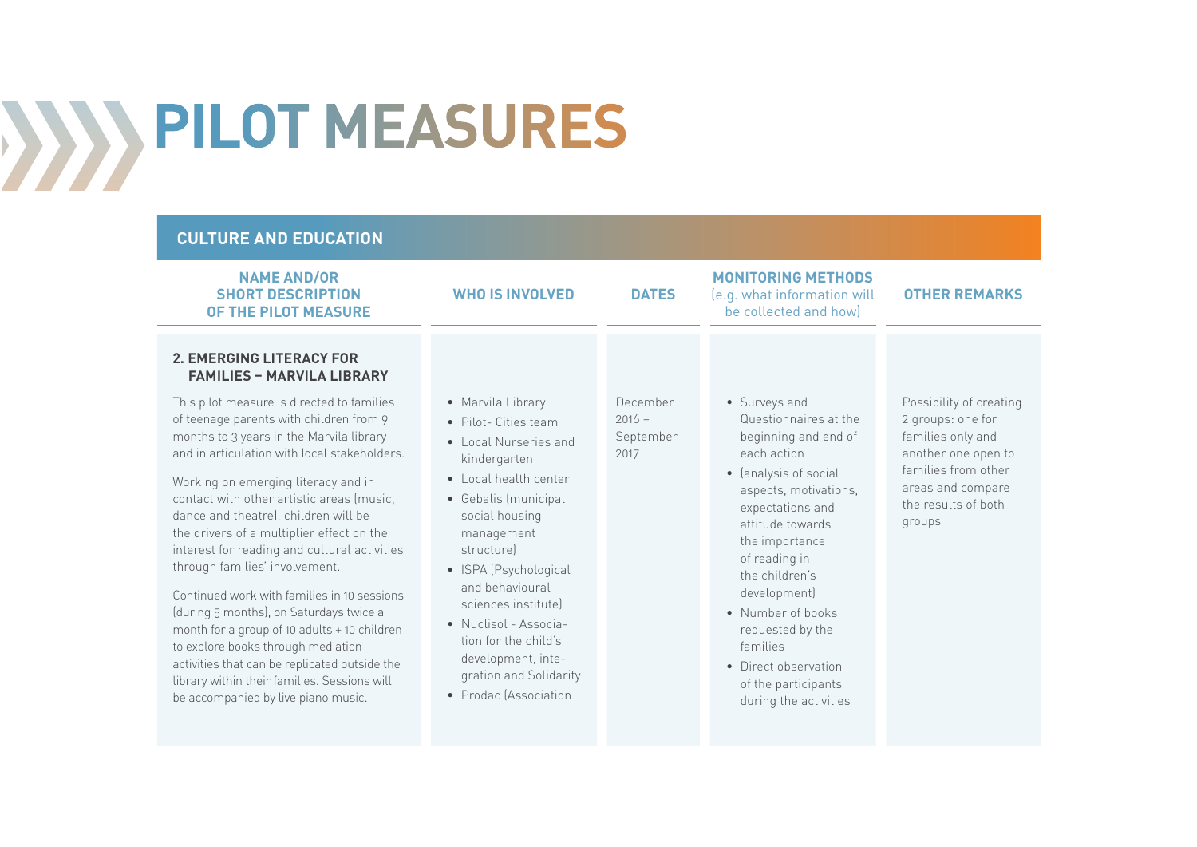# PILOT MEASURES

## CULTURE AND EDUCATION

| NAME AND/OR SHORT DESCRIPTION OF THE PILOT MEASURE | WHO IS INVOLVED | DATES | MONITORING METHODS (e.g. what information will be collected and how) | OTHER REMARKS |
|---|---|---|---|---|
| **2. EMERGING LITERACY FOR FAMILIES – MARVILA LIBRARY**<br><br>This pilot measure is directed to families of teenage parents with children from 9 months to 3 years in the Marvila library and in articulation with local stakeholders.<br><br>Working on emerging literacy and in contact with other artistic areas (music, dance and theatre), children will be the drivers of a multiplier effect on the interest for reading and cultural activities through families' involvement.<br><br>Continued work with families in 10 sessions (during 5 months), on Saturdays twice a month for a group of 10 adults + 10 children to explore books through mediation activities that can be replicated outside the library within their families. Sessions will be accompanied by live piano music. | • Marvila Library<br>• Pilot- Cities team<br>• Local Nurseries and kindergarten<br>• Local health center<br>• Gebalis (municipal social housing management structure)<br>• ISPA (Psychological and behavioural sciences institute)<br>• Nuclisol - Association for the child's development, integration and Solidarity<br>• Prodac (Association | December 2016 – September 2017 | • Surveys and Questionnaires at the beginning and end of each action<br>• (analysis of social aspects, motivations, expectations and attitude towards the importance of reading in the children's development)<br>• Number of books requested by the families<br>• Direct observation of the participants during the activities | Possibility of creating 2 groups: one for families only and another one open to families from other areas and compare the results of both groups |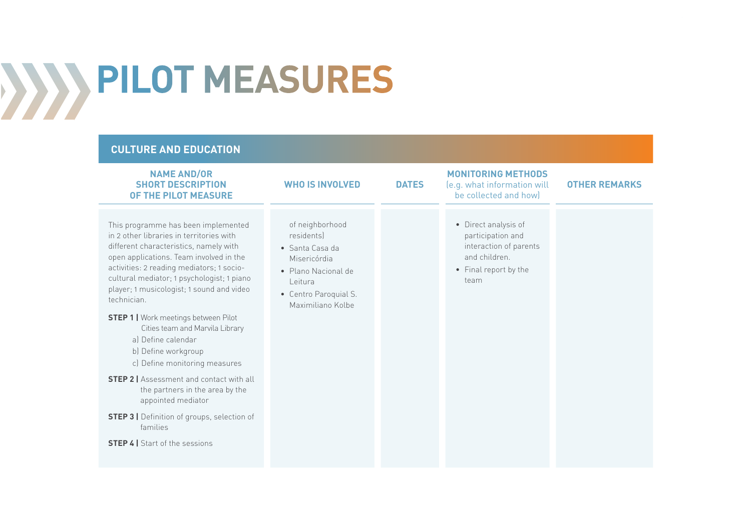# PILOT MEASURES

## CULTURE AND EDUCATION

| NAME AND/OR SHORT DESCRIPTION OF THE PILOT MEASURE | WHO IS INVOLVED | DATES | MONITORING METHODS (e.g. what information will be collected and how) | OTHER REMARKS |
|---|---|---|---|---|
| This programme has been implemented in 2 other libraries in territories with different characteristics, namely with open applications. Team involved in the activities: 2 reading mediators; 1 socio-cultural mediator; 1 psychologist; 1 piano player; 1 musicologist; 1 sound and video technician.<br><br>**STEP 1 \|** Work meetings between Pilot Cities team and Marvila Library<br>a) Define calendar<br>b) Define workgroup<br>c) Define monitoring measures<br><br>**STEP 2 \|** Assessment and contact with all the partners in the area by the appointed mediator<br><br>**STEP 3 \|** Definition of groups, selection of families<br><br>**STEP 4 \|** Start of the sessions | of neighborhood residents)<br>• Santa Casa da Misericórdia<br>• Plano Nacional de Leitura<br>• Centro Paroquial S. Maximiliano Kolbe | | • Direct analysis of participation and interaction of parents and children.<br>• Final report by the team | |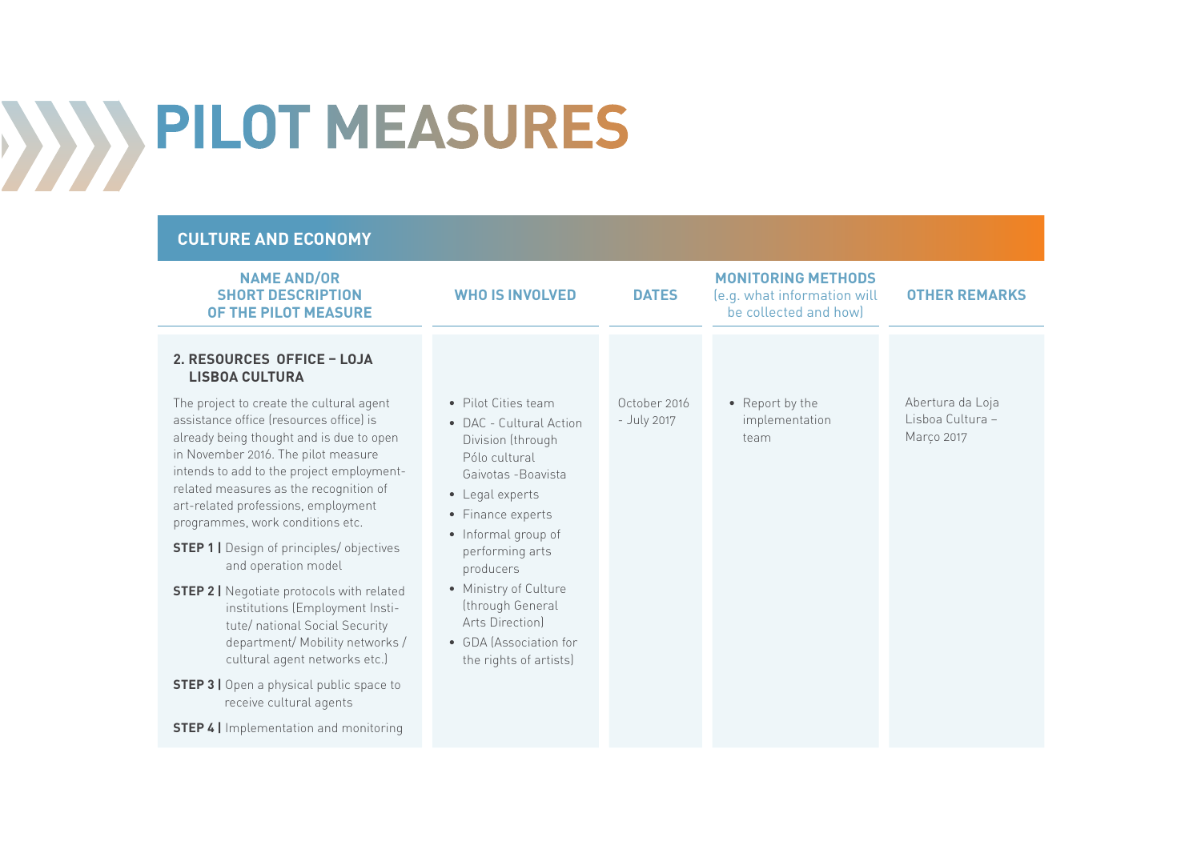# PILOT MEASURES

## CULTURE AND ECONOMY

| NAME AND/OR SHORT DESCRIPTION OF THE PILOT MEASURE | WHO IS INVOLVED | DATES | MONITORING METHODS (e.g. what information will be collected and how) | OTHER REMARKS |
|---|---|---|---|---|
| **2. RESOURCES OFFICE – LOJA LISBOA CULTURA**<br><br>The project to create the cultural agent assistance office (resources office) is already being thought and is due to open in November 2016. The pilot measure intends to add to the project employment-related measures as the recognition of art-related professions, employment programmes, work conditions etc.<br><br>**STEP 1 \|** Design of principles/ objectives and operation model<br><br>**STEP 2 \|** Negotiate protocols with related institutions (Employment Institute/ national Social Security department/ Mobility networks / cultural agent networks etc.)<br><br>**STEP 3 \|** Open a physical public space to receive cultural agents<br><br>**STEP 4 \|** Implementation and monitoring | • Pilot Cities team<br>• DAC - Cultural Action Division (through Pólo cultural Gaivotas -Boavista<br>• Legal experts<br>• Finance experts<br>• Informal group of performing arts producers<br>• Ministry of Culture (through General Arts Direction)<br>• GDA (Association for the rights of artists) | October 2016 - July 2017 | • Report by the implementation team | Abertura da Loja Lisboa Cultura – Março 2017 |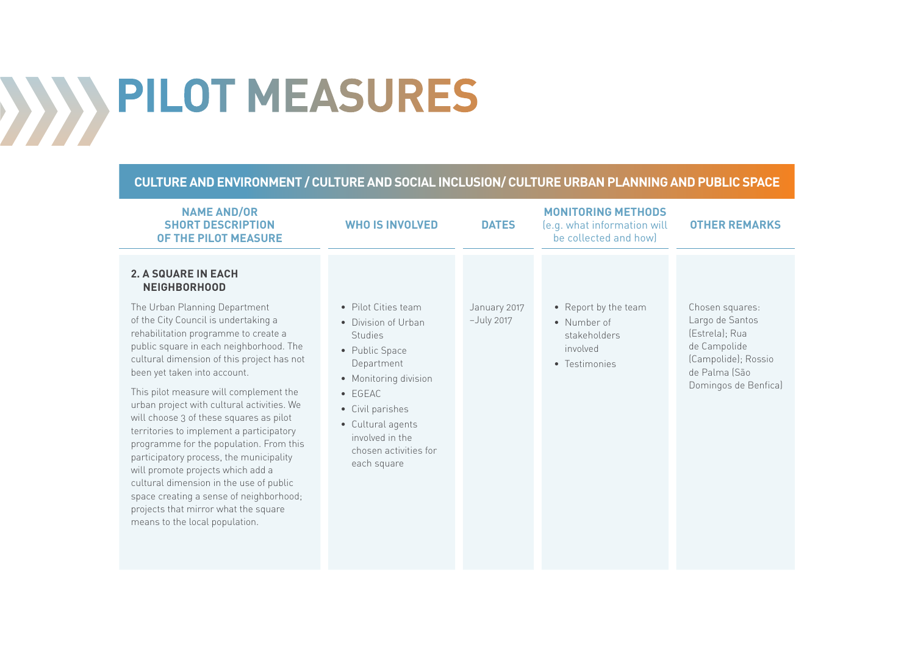# PILOT MEASURES

## CULTURE AND ENVIRONMENT / CULTURE AND SOCIAL INCLUSION/ CULTURE URBAN PLANNING AND PUBLIC SPACE

| NAME AND/OR SHORT DESCRIPTION OF THE PILOT MEASURE | WHO IS INVOLVED | DATES | MONITORING METHODS (e.g. what information will be collected and how) | OTHER REMARKS |
|---|---|---|---|---|
| **2. A SQUARE IN EACH NEIGHBORHOOD**<br><br>The Urban Planning Department of the City Council is undertaking a rehabilitation programme to create a public square in each neighborhood. The cultural dimension of this project has not been yet taken into account.<br><br>This pilot measure will complement the urban project with cultural activities. We will choose 3 of these squares as pilot territories to implement a participatory programme for the population. From this participatory process, the municipality will promote projects which add a cultural dimension in the use of public space creating a sense of neighborhood; projects that mirror what the square means to the local population. | • Pilot Cities team<br>• Division of Urban Studies<br>• Public Space Department<br>• Monitoring division<br>• EGEAC<br>• Civil parishes<br>• Cultural agents involved in the chosen activities for each square | January 2017 –July 2017 | • Report by the team<br>• Number of stakeholders involved<br>• Testimonies | Chosen squares: Largo de Santos (Estrela); Rua de Campolide (Campolide); Rossio de Palma (São Domingos de Benfica) |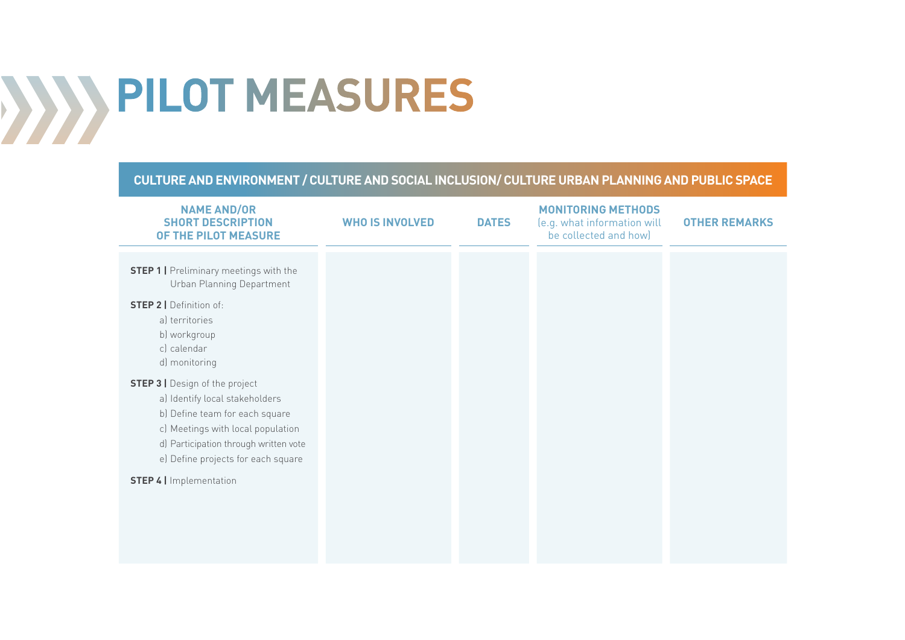# PILOT MEASURES

## CULTURE AND ENVIRONMENT / CULTURE AND SOCIAL INCLUSION/ CULTURE URBAN PLANNING AND PUBLIC SPACE

| NAME AND/OR SHORT DESCRIPTION OF THE PILOT MEASURE | WHO IS INVOLVED | DATES | MONITORING METHODS (e.g. what information will be collected and how) | OTHER REMARKS |
|---|---|---|---|---|
| **STEP 1 \|** Preliminary meetings with the Urban Planning Department<br><br>**STEP 2 \|** Definition of:<br>a) territories<br>b) workgroup<br>c) calendar<br>d) monitoring<br><br>**STEP 3 \|** Design of the project<br>a) Identify local stakeholders<br>b) Define team for each square<br>c) Meetings with local population<br>d) Participation through written vote<br>e) Define projects for each square<br><br>**STEP 4 \|** Implementation | | | | |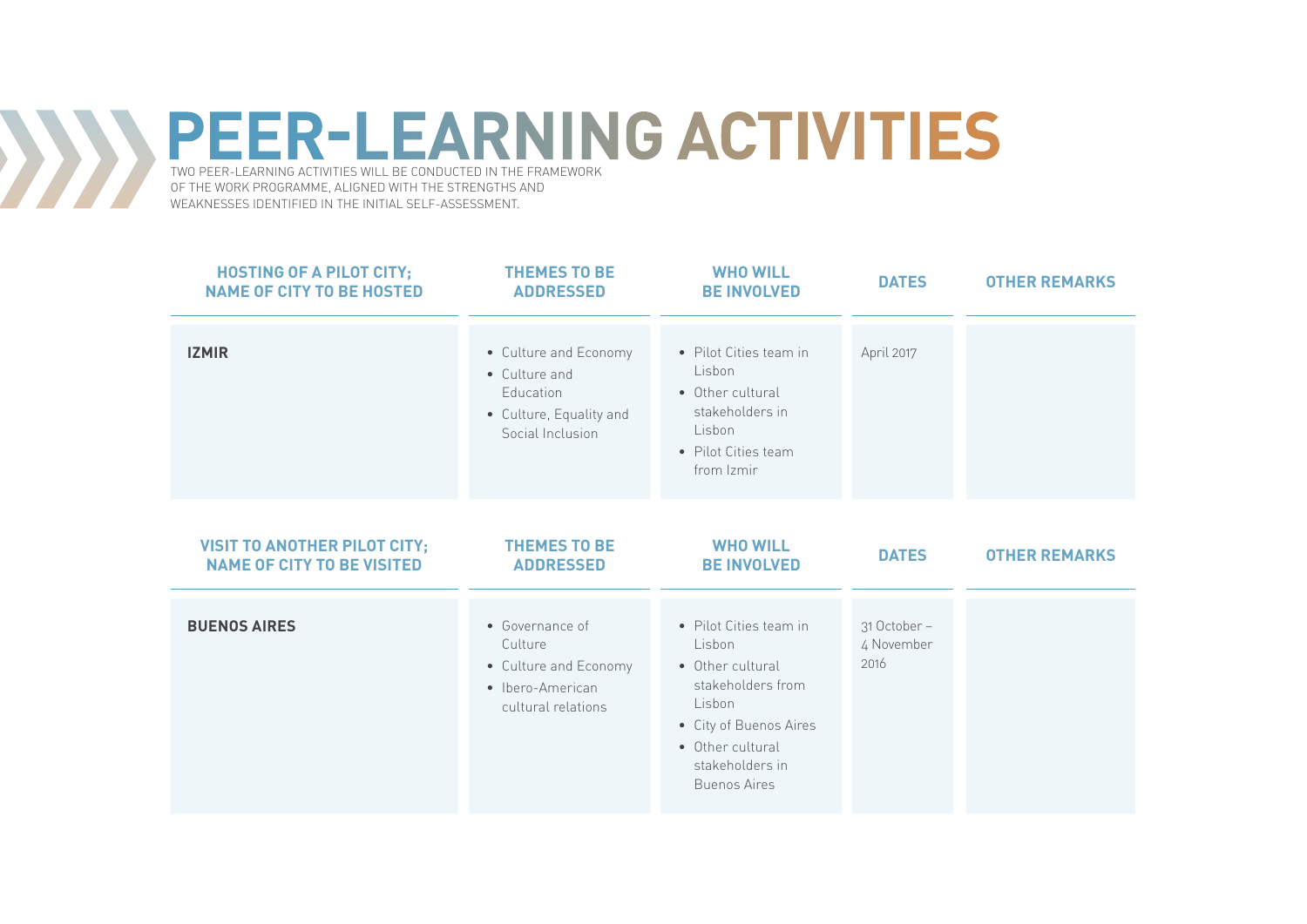# PEER-LEARNING ACTIVITIES

TWO PEER-LEARNING ACTIVITIES WILL BE CONDUCTED IN THE FRAMEWORK OF THE WORK PROGRAMME, ALIGNED WITH THE STRENGTHS AND WEAKNESSES IDENTIFIED IN THE INITIAL SELF-ASSESSMENT.

| HOSTING OF A PILOT CITY; NAME OF CITY TO BE HOSTED | THEMES TO BE ADDRESSED | WHO WILL BE INVOLVED | DATES | OTHER REMARKS |
|---|---|---|---|---|
| **IZMIR** | • Culture and Economy<br>• Culture and Education<br>• Culture, Equality and Social Inclusion | • Pilot Cities team in Lisbon<br>• Other cultural stakeholders in Lisbon<br>• Pilot Cities team from Izmir | April 2017 | |

| VISIT TO ANOTHER PILOT CITY; NAME OF CITY TO BE VISITED | THEMES TO BE ADDRESSED | WHO WILL BE INVOLVED | DATES | OTHER REMARKS |
|---|---|---|---|---|
| **BUENOS AIRES** | • Governance of Culture<br>• Culture and Economy<br>• Ibero-American cultural relations | • Pilot Cities team in Lisbon<br>• Other cultural stakeholders from Lisbon<br>• City of Buenos Aires<br>• Other cultural stakeholders in Buenos Aires | 31 October – 4 November 2016 | |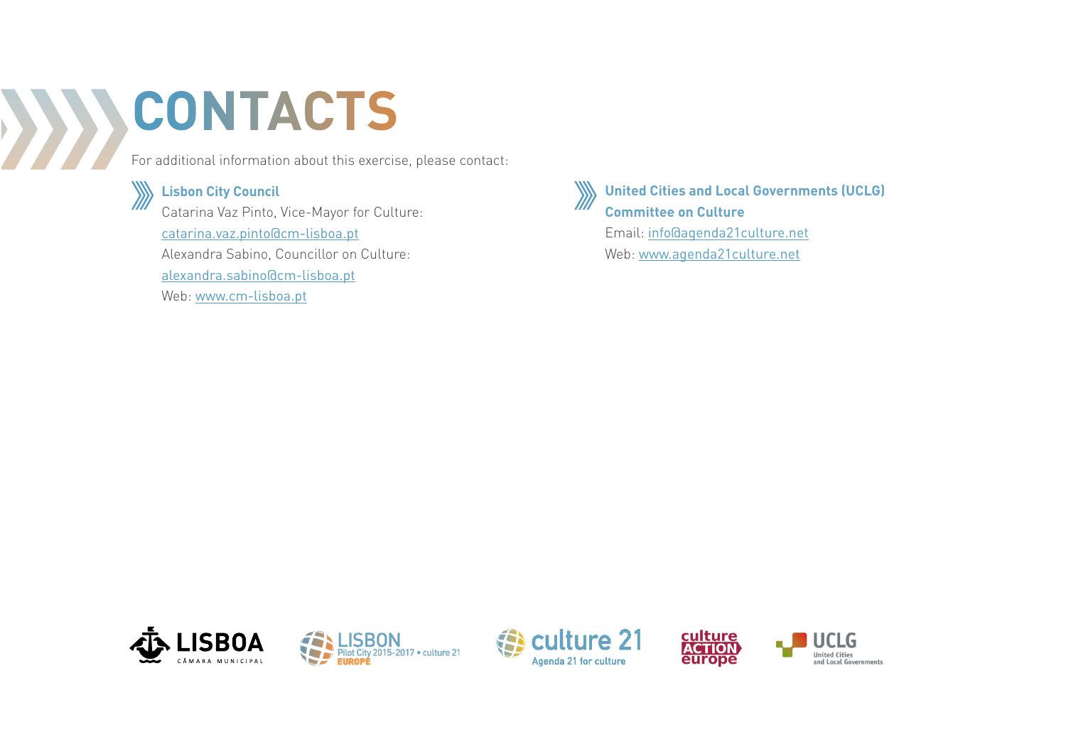# CONTACTS

For additional information about this exercise, please contact:

**Lisbon City Council**

Catarina Vaz Pinto, Vice-Mayor for Culture:
catarina.vaz.pinto@cm-lisboa.pt
Alexandra Sabino, Councillor on Culture:
alexandra.sabino@cm-lisboa.pt
Web: www.cm-lisboa.pt

**United Cities and Local Governments (UCLG) Committee on Culture**

Email: info@agenda21culture.net
Web: www.agenda21culture.net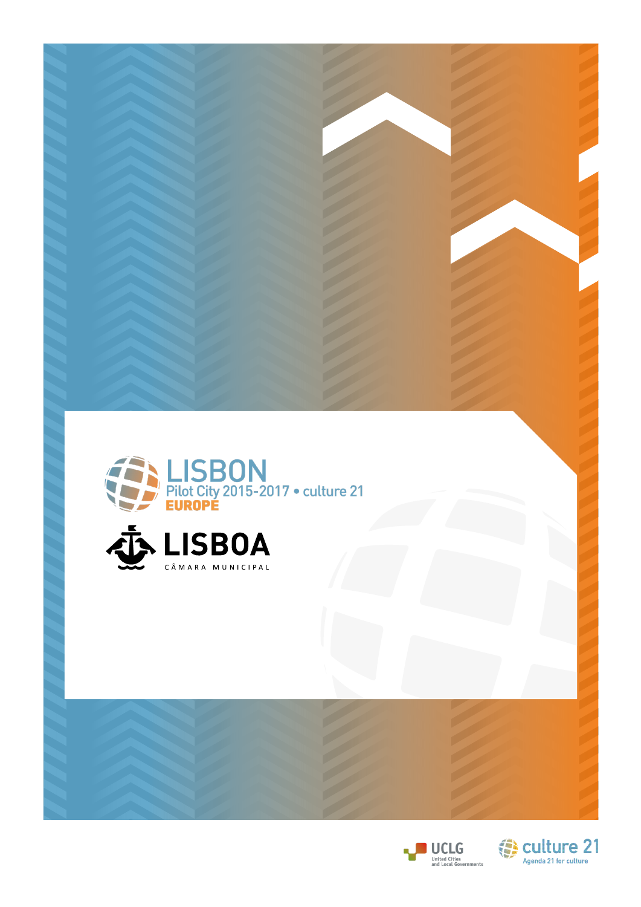LISBON

Pilot City 2015-2017 • culture 21

EUROPE

LISBOA

CÂMARA MUNICIPAL

UCLG

United Cities and Local Governments

culture 21

Agenda 21 for culture